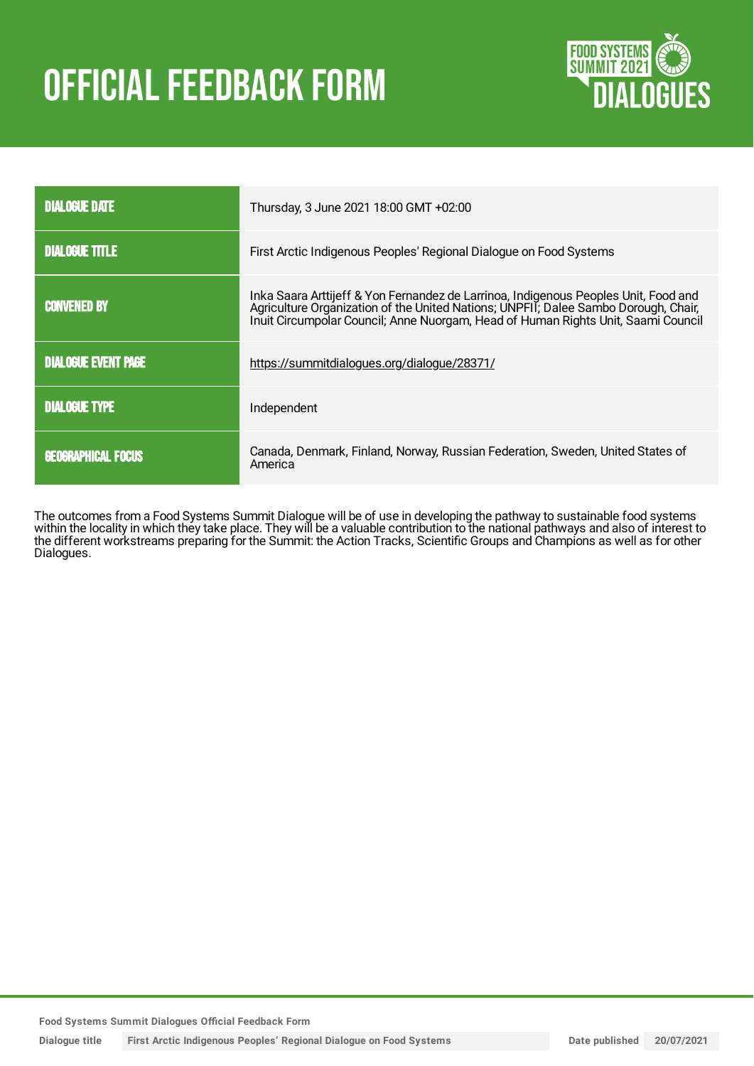# OFFICIAL FEEDBACK FORM

| | |
|---|---|
| **DIALOGUE DATE** | Thursday, 3 June 2021 18:00 GMT +02:00 |
| **DIALOGUE TITLE** | First Arctic Indigenous Peoples' Regional Dialogue on Food Systems |
| **CONVENED BY** | Inka Saara Arttijeff & Yon Fernandez de Larrinoa, Indigenous Peoples Unit, Food and Agriculture Organization of the United Nations; UNPFII; Dalee Sambo Dorough, Chair, Inuit Circumpolar Council; Anne Nuorgam, Head of Human Rights Unit, Saami Council |
| **DIALOGUE EVENT PAGE** | https://summitdialogues.org/dialogue/28371/ |
| **DIALOGUE TYPE** | Independent |
| **GEOGRAPHICAL FOCUS** | Canada, Denmark, Finland, Norway, Russian Federation, Sweden, United States of America |

The outcomes from a Food Systems Summit Dialogue will be of use in developing the pathway to sustainable food systems within the locality in which they take place. They will be a valuable contribution to the national pathways and also of interest to the different workstreams preparing for the Summit: the Action Tracks, Scientific Groups and Champions as well as for other Dialogues.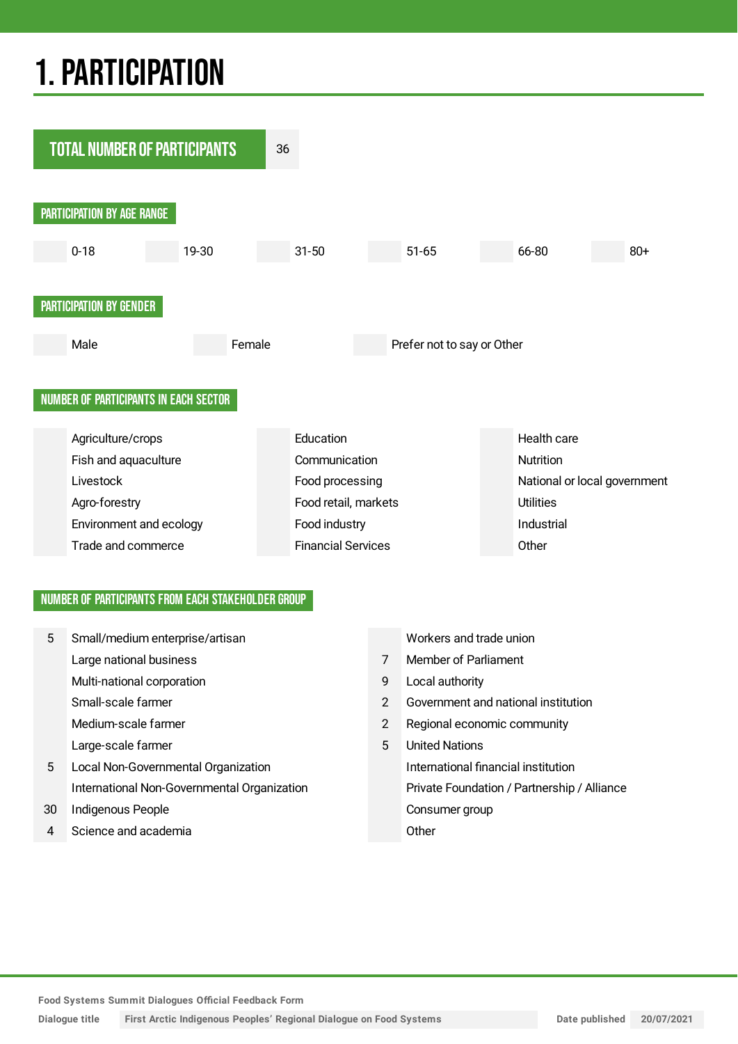# 1. PARTICIPATION

| TOTAL NUMBER OF PARTICIPANTS | 36 |
|---|---|

## PARTICIPATION BY AGE RANGE

| | 0-18 | | 19-30 | | 31-50 | | 51-65 | | 66-80 | | 80+ |
|---|---|---|---|---|---|---|---|---|---|---|---|

## PARTICIPATION BY GENDER

| | Male | | Female | | Prefer not to say or Other |
|---|---|---|---|---|---|

## NUMBER OF PARTICIPANTS IN EACH SECTOR

| | | | | | |
|---|---|---|---|---|---|
| | Agriculture/crops | | Education | | Health care |
| | Fish and aquaculture | | Communication | | Nutrition |
| | Livestock | | Food processing | | National or local government |
| | Agro-forestry | | Food retail, markets | | Utilities |
| | Environment and ecology | | Food industry | | Industrial |
| | Trade and commerce | | Financial Services | | Other |

## NUMBER OF PARTICIPANTS FROM EACH STAKEHOLDER GROUP

| | | | |
|---|---|---|---|
| 5 | Small/medium enterprise/artisan | | Workers and trade union |
| | Large national business | 7 | Member of Parliament |
| | Multi-national corporation | 9 | Local authority |
| | Small-scale farmer | 2 | Government and national institution |
| | Medium-scale farmer | 2 | Regional economic community |
| | Large-scale farmer | 5 | United Nations |
| 5 | Local Non-Governmental Organization | | International financial institution |
| | International Non-Governmental Organization | | Private Foundation / Partnership / Alliance |
| 30 | Indigenous People | | Consumer group |
| 4 | Science and academia | | Other |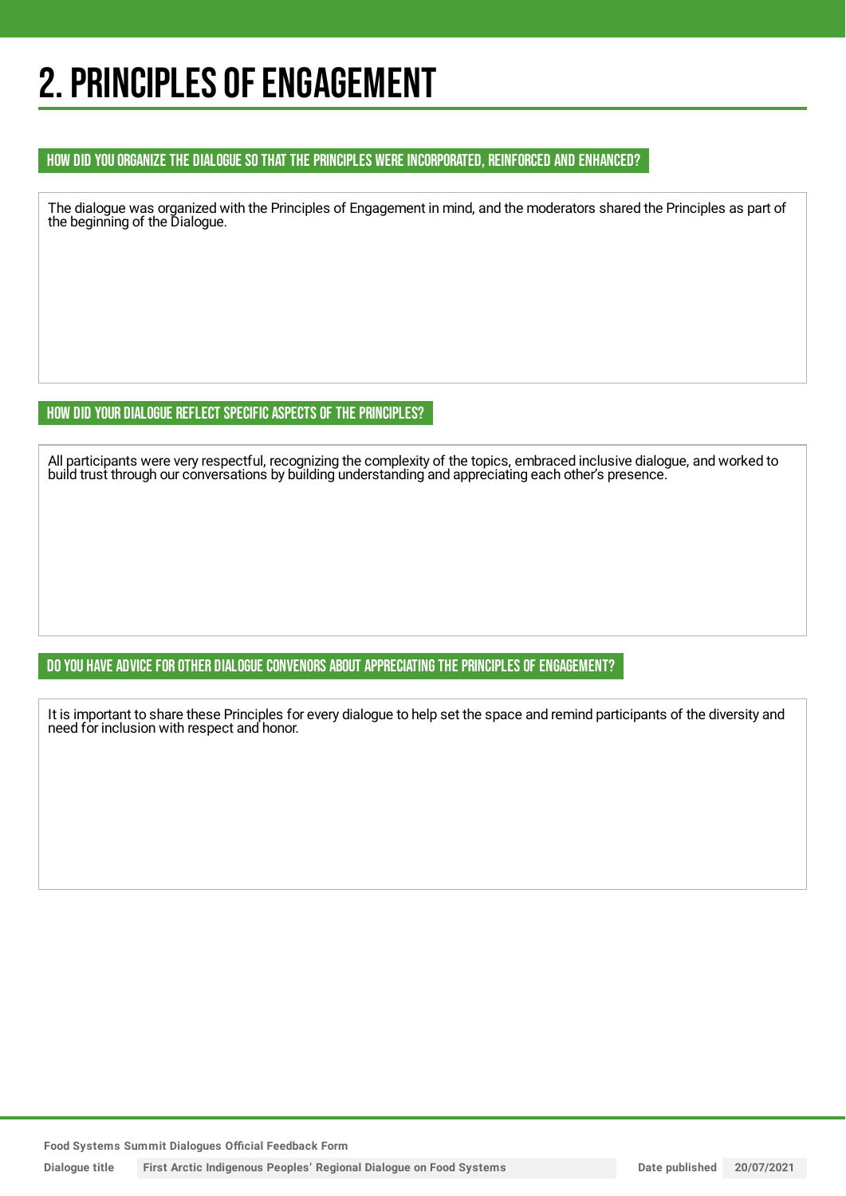# 2. PRINCIPLES OF ENGAGEMENT

### HOW DID YOU ORGANIZE THE DIALOGUE SO THAT THE PRINCIPLES WERE INCORPORATED, REINFORCED AND ENHANCED?

The dialogue was organized with the Principles of Engagement in mind, and the moderators shared the Principles as part of the beginning of the Dialogue.

### HOW DID YOUR DIALOGUE REFLECT SPECIFIC ASPECTS OF THE PRINCIPLES?

All participants were very respectful, recognizing the complexity of the topics, embraced inclusive dialogue, and worked to build trust through our conversations by building understanding and appreciating each other's presence.

### DO YOU HAVE ADVICE FOR OTHER DIALOGUE CONVENORS ABOUT APPRECIATING THE PRINCIPLES OF ENGAGEMENT?

It is important to share these Principles for every dialogue to help set the space and remind participants of the diversity and need for inclusion with respect and honor.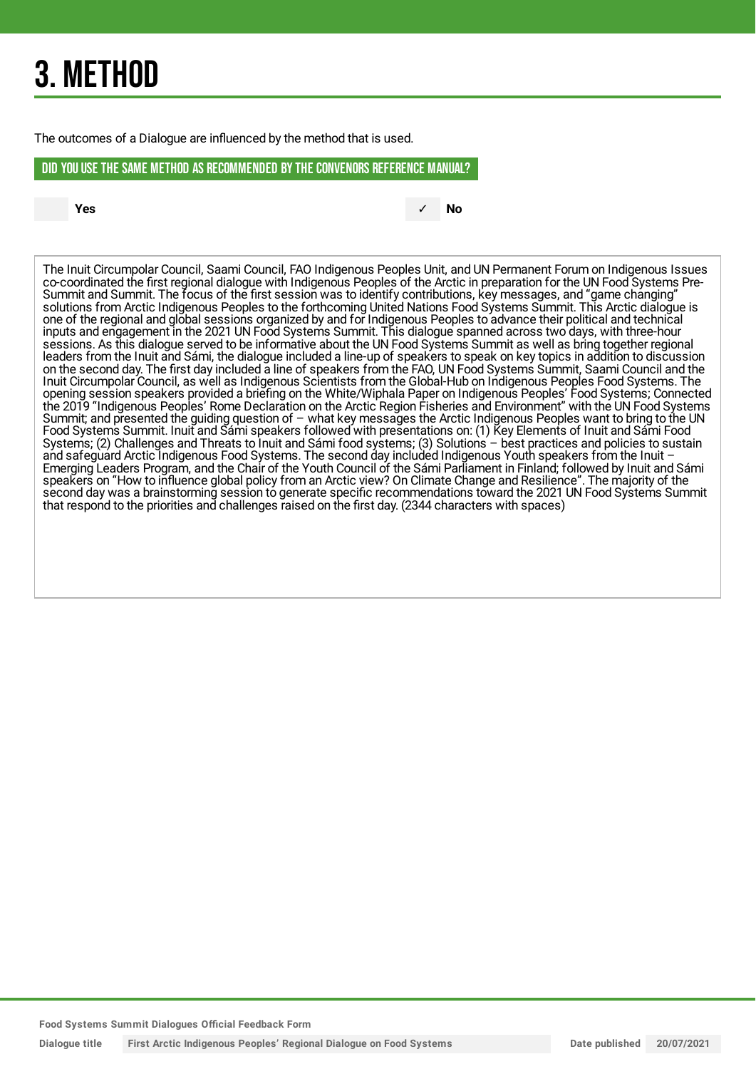# 3. METHOD

The outcomes of a Dialogue are influenced by the method that is used.

## DID YOU USE THE SAME METHOD AS RECOMMENDED BY THE CONVENORS REFERENCE MANUAL?

| | Yes | ✓ | No |
|---|---|---|---|

The Inuit Circumpolar Council, Saami Council, FAO Indigenous Peoples Unit, and UN Permanent Forum on Indigenous Issues co-coordinated the first regional dialogue with Indigenous Peoples of the Arctic in preparation for the UN Food Systems Pre-Summit and Summit. The focus of the first session was to identify contributions, key messages, and "game changing" solutions from Arctic Indigenous Peoples to the forthcoming United Nations Food Systems Summit. This Arctic dialogue is one of the regional and global sessions organized by and for Indigenous Peoples to advance their political and technical inputs and engagement in the 2021 UN Food Systems Summit. This dialogue spanned across two days, with three-hour sessions. As this dialogue served to be informative about the UN Food Systems Summit as well as bring together regional leaders from the Inuit and Sámi, the dialogue included a line-up of speakers to speak on key topics in addition to discussion on the second day. The first day included a line of speakers from the FAO, UN Food Systems Summit, Saami Council and the Inuit Circumpolar Council, as well as Indigenous Scientists from the Global-Hub on Indigenous Peoples Food Systems. The opening session speakers provided a briefing on the White/Wiphala Paper on Indigenous Peoples' Food Systems; Connected the 2019 "Indigenous Peoples' Rome Declaration on the Arctic Region Fisheries and Environment" with the UN Food Systems Summit; and presented the guiding question of – what key messages the Arctic Indigenous Peoples want to bring to the UN Food Systems Summit. Inuit and Sámi speakers followed with presentations on: (1) Key Elements of Inuit and Sámi Food Systems; (2) Challenges and Threats to Inuit and Sámi food systems; (3) Solutions – best practices and policies to sustain and safeguard Arctic Indigenous Food Systems. The second day included Indigenous Youth speakers from the Inuit – Emerging Leaders Program, and the Chair of the Youth Council of the Sámi Parliament in Finland; followed by Inuit and Sámi speakers on "How to influence global policy from an Arctic view? On Climate Change and Resilience". The majority of the second day was a brainstorming session to generate specific recommendations toward the 2021 UN Food Systems Summit that respond to the priorities and challenges raised on the first day. (2344 characters with spaces)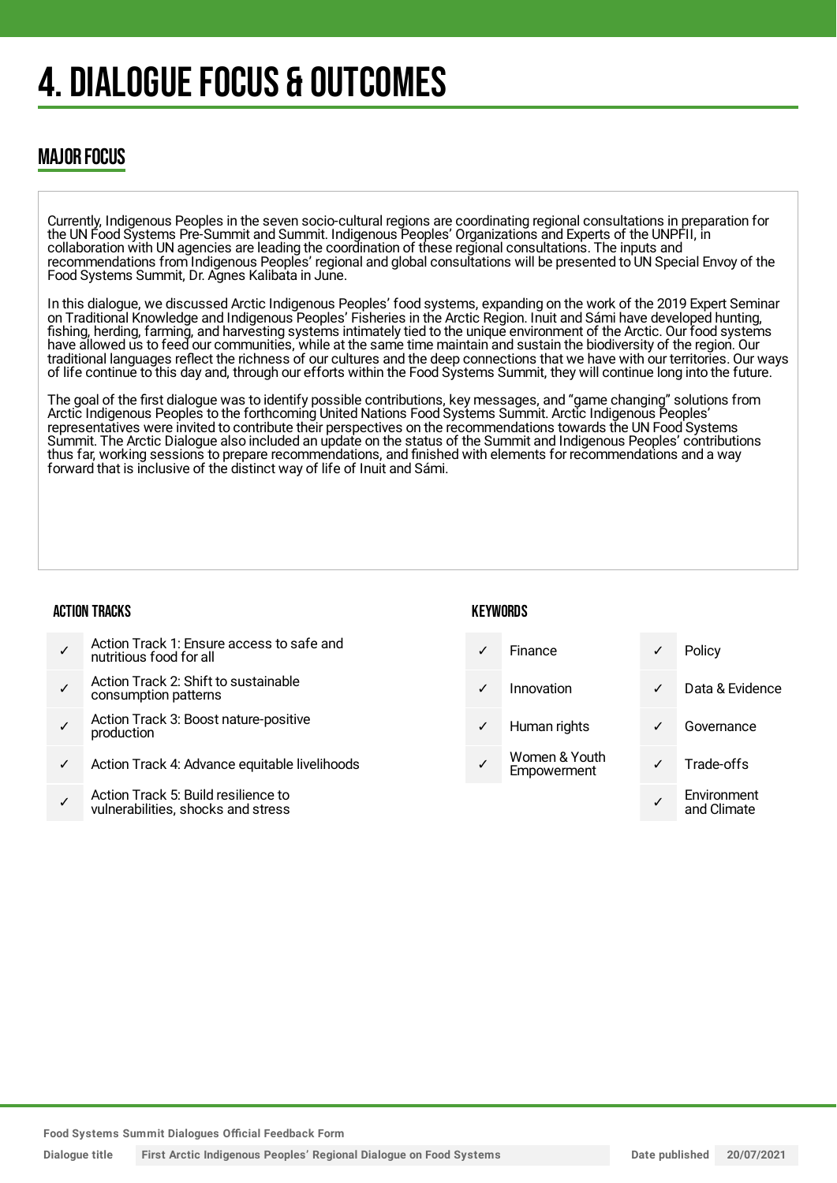# 4. DIALOGUE FOCUS & OUTCOMES

## MAJOR FOCUS

Currently, Indigenous Peoples in the seven socio-cultural regions are coordinating regional consultations in preparation for the UN Food Systems Pre-Summit and Summit. Indigenous Peoples' Organizations and Experts of the UNPFII, in collaboration with UN agencies are leading the coordination of these regional consultations. The inputs and recommendations from Indigenous Peoples' regional and global consultations will be presented to UN Special Envoy of the Food Systems Summit, Dr. Agnes Kalibata in June.

In this dialogue, we discussed Arctic Indigenous Peoples' food systems, expanding on the work of the 2019 Expert Seminar on Traditional Knowledge and Indigenous Peoples' Fisheries in the Arctic Region. Inuit and Sámi have developed hunting, fishing, herding, farming, and harvesting systems intimately tied to the unique environment of the Arctic. Our food systems have allowed us to feed our communities, while at the same time maintain and sustain the biodiversity of the region. Our traditional languages reflect the richness of our cultures and the deep connections that we have with our territories. Our ways of life continue to this day and, through our efforts within the Food Systems Summit, they will continue long into the future.

The goal of the first dialogue was to identify possible contributions, key messages, and "game changing" solutions from Arctic Indigenous Peoples to the forthcoming United Nations Food Systems Summit. Arctic Indigenous Peoples' representatives were invited to contribute their perspectives on the recommendations towards the UN Food Systems Summit. The Arctic Dialogue also included an update on the status of the Summit and Indigenous Peoples' contributions thus far, working sessions to prepare recommendations, and finished with elements for recommendations and a way forward that is inclusive of the distinct way of life of Inuit and Sámi.

### ACTION TRACKS

- ✓ Action Track 1: Ensure access to safe and nutritious food for all
- ✓ Action Track 2: Shift to sustainable consumption patterns
- ✓ Action Track 3: Boost nature-positive production
- ✓ Action Track 4: Advance equitable livelihoods
- ✓ Action Track 5: Build resilience to vulnerabilities, shocks and stress

### KEYWORDS

- ✓ Finance
- ✓ Innovation
- ✓ Human rights
- ✓ Women & Youth Empowerment
- ✓ Policy
- ✓ Data & Evidence
- ✓ Governance
- ✓ Trade-offs
- ✓ Environment and Climate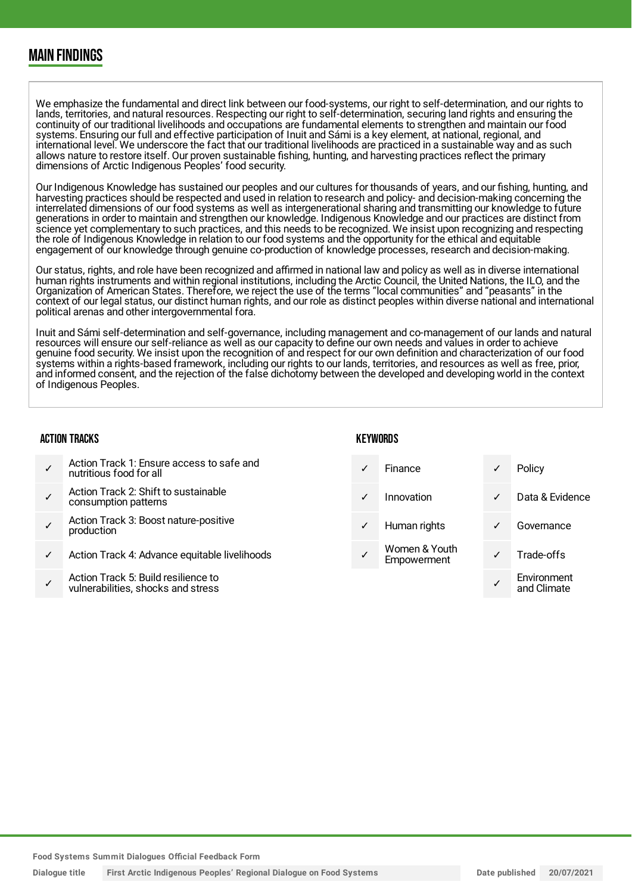## MAIN FINDINGS

We emphasize the fundamental and direct link between our food-systems, our right to self-determination, and our rights to lands, territories, and natural resources. Respecting our right to self-determination, securing land rights and ensuring the continuity of our traditional livelihoods and occupations are fundamental elements to strengthen and maintain our food systems. Ensuring our full and effective participation of Inuit and Sámi is a key element, at national, regional, and international level. We underscore the fact that our traditional livelihoods are practiced in a sustainable way and as such allows nature to restore itself. Our proven sustainable fishing, hunting, and harvesting practices reflect the primary dimensions of Arctic Indigenous Peoples' food security.

Our Indigenous Knowledge has sustained our peoples and our cultures for thousands of years, and our fishing, hunting, and harvesting practices should be respected and used in relation to research and policy- and decision-making concerning the interrelated dimensions of our food systems as well as intergenerational sharing and transmitting our knowledge to future generations in order to maintain and strengthen our knowledge. Indigenous Knowledge and our practices are distinct from science yet complementary to such practices, and this needs to be recognized. We insist upon recognizing and respecting the role of Indigenous Knowledge in relation to our food systems and the opportunity for the ethical and equitable engagement of our knowledge through genuine co-production of knowledge processes, research and decision-making.

Our status, rights, and role have been recognized and affirmed in national law and policy as well as in diverse international human rights instruments and within regional institutions, including the Arctic Council, the United Nations, the ILO, and the Organization of American States. Therefore, we reject the use of the terms "local communities" and "peasants" in the context of our legal status, our distinct human rights, and our role as distinct peoples within diverse national and international political arenas and other intergovernmental fora.

Inuit and Sámi self-determination and self-governance, including management and co-management of our lands and natural resources will ensure our self-reliance as well as our capacity to define our own needs and values in order to achieve genuine food security. We insist upon the recognition of and respect for our own definition and characterization of our food systems within a rights-based framework, including our rights to our lands, territories, and resources as well as free, prior, and informed consent, and the rejection of the false dichotomy between the developed and developing world in the context of Indigenous Peoples.

### ACTION TRACKS

| | |
|---|---|
| ✓ | Action Track 1: Ensure access to safe and nutritious food for all |
| ✓ | Action Track 2: Shift to sustainable consumption patterns |
| ✓ | Action Track 3: Boost nature-positive production |
| ✓ | Action Track 4: Advance equitable livelihoods |
| ✓ | Action Track 5: Build resilience to vulnerabilities, shocks and stress |

### KEYWORDS

| | | | |
|---|---|---|---|
| ✓ | Finance | ✓ | Policy |
| ✓ | Innovation | ✓ | Data & Evidence |
| ✓ | Human rights | ✓ | Governance |
| ✓ | Women & Youth Empowerment | ✓ | Trade-offs |
| | | ✓ | Environment and Climate |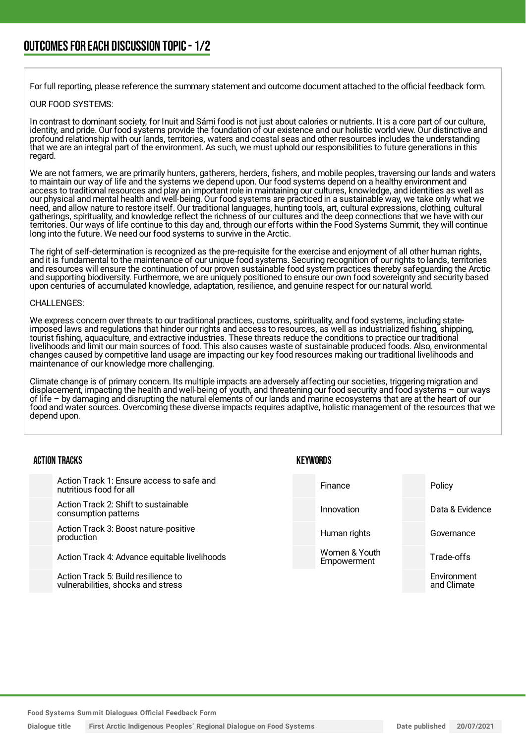## OUTCOMES FOR EACH DISCUSSION TOPIC - 1/2

For full reporting, please reference the summary statement and outcome document attached to the official feedback form.

OUR FOOD SYSTEMS:

In contrast to dominant society, for Inuit and Sámi food is not just about calories or nutrients. It is a core part of our culture, identity, and pride. Our food systems provide the foundation of our existence and our holistic world view. Our distinctive and profound relationship with our lands, territories, waters and coastal seas and other resources includes the understanding that we are an integral part of the environment. As such, we must uphold our responsibilities to future generations in this regard.

We are not farmers, we are primarily hunters, gatherers, herders, fishers, and mobile peoples, traversing our lands and waters to maintain our way of life and the systems we depend upon. Our food systems depend on a healthy environment and access to traditional resources and play an important role in maintaining our cultures, knowledge, and identities as well as our physical and mental health and well-being. Our food systems are practiced in a sustainable way, we take only what we need, and allow nature to restore itself. Our traditional languages, hunting tools, art, cultural expressions, clothing, cultural gatherings, spirituality, and knowledge reflect the richness of our cultures and the deep connections that we have with our territories. Our ways of life continue to this day and, through our efforts within the Food Systems Summit, they will continue long into the future. We need our food systems to survive in the Arctic.

The right of self-determination is recognized as the pre-requisite for the exercise and enjoyment of all other human rights, and it is fundamental to the maintenance of our unique food systems. Securing recognition of our rights to lands, territories and resources will ensure the continuation of our proven sustainable food system practices thereby safeguarding the Arctic and supporting biodiversity. Furthermore, we are uniquely positioned to ensure our own food sovereignty and security based upon centuries of accumulated knowledge, adaptation, resilience, and genuine respect for our natural world.

CHALLENGES:

We express concern over threats to our traditional practices, customs, spirituality, and food systems, including state-imposed laws and regulations that hinder our rights and access to resources, as well as industrialized fishing, shipping, tourist fishing, aquaculture, and extractive industries. These threats reduce the conditions to practice our traditional livelihoods and limit our main sources of food. This also causes waste of sustainable produced foods. Also, environmental changes caused by competitive land usage are impacting our key food resources making our traditional livelihoods and maintenance of our knowledge more challenging.

Climate change is of primary concern. Its multiple impacts are adversely affecting our societies, triggering migration and displacement, impacting the health and well-being of youth, and threatening our food security and food systems – our ways of life – by damaging and disrupting the natural elements of our lands and marine ecosystems that are at the heart of our food and water sources. Overcoming these diverse impacts requires adaptive, holistic management of the resources that we depend upon.

### ACTION TRACKS

- Action Track 1: Ensure access to safe and nutritious food for all
- Action Track 2: Shift to sustainable consumption patterns
- Action Track 3: Boost nature-positive production
- Action Track 4: Advance equitable livelihoods
- Action Track 5: Build resilience to vulnerabilities, shocks and stress

### KEYWORDS

- Finance
- Innovation
- Human rights
- Women & Youth Empowerment
- Policy
- Data & Evidence
- Governance
- Trade-offs
- Environment and Climate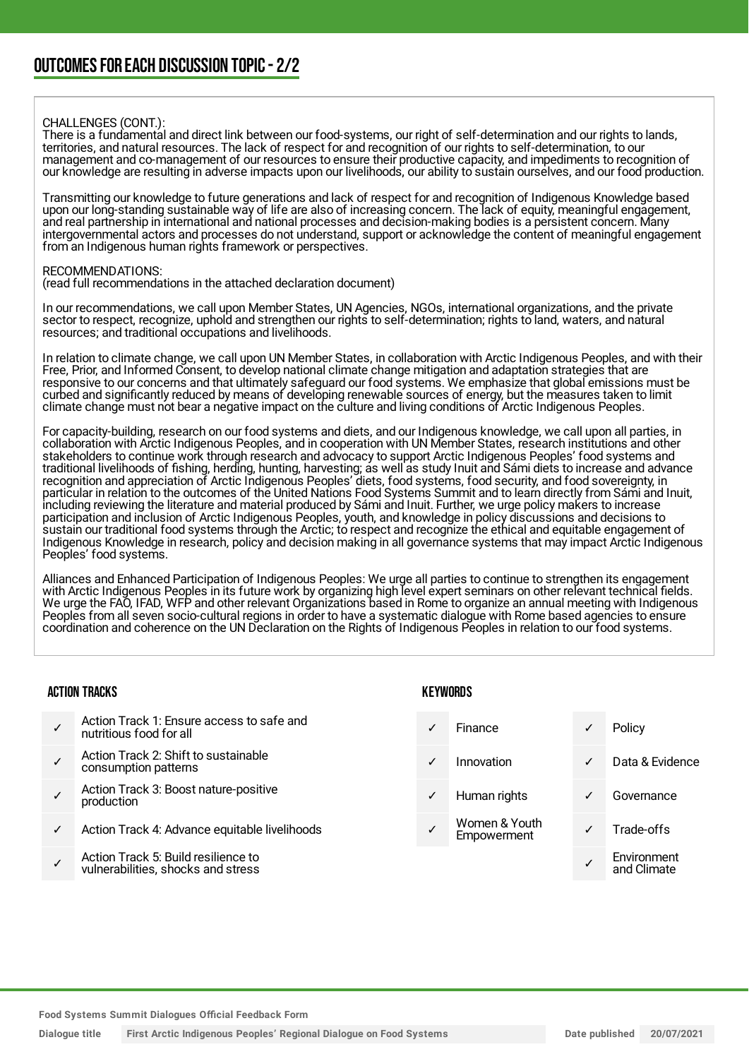## OUTCOMES FOR EACH DISCUSSION TOPIC - 2/2

CHALLENGES (CONT.):
There is a fundamental and direct link between our food-systems, our right of self-determination and our rights to lands, territories, and natural resources. The lack of respect for and recognition of our rights to self-determination, to our management and co-management of our resources to ensure their productive capacity, and impediments to recognition of our knowledge are resulting in adverse impacts upon our livelihoods, our ability to sustain ourselves, and our food production.

Transmitting our knowledge to future generations and lack of respect for and recognition of Indigenous Knowledge based upon our long-standing sustainable way of life are also of increasing concern. The lack of equity, meaningful engagement, and real partnership in international and national processes and decision-making bodies is a persistent concern. Many intergovernmental actors and processes do not understand, support or acknowledge the content of meaningful engagement from an Indigenous human rights framework or perspectives.

RECOMMENDATIONS:
(read full recommendations in the attached declaration document)

In our recommendations, we call upon Member States, UN Agencies, NGOs, international organizations, and the private sector to respect, recognize, uphold and strengthen our rights to self-determination; rights to land, waters, and natural resources; and traditional occupations and livelihoods.

In relation to climate change, we call upon UN Member States, in collaboration with Arctic Indigenous Peoples, and with their Free, Prior, and Informed Consent, to develop national climate change mitigation and adaptation strategies that are responsive to our concerns and that ultimately safeguard our food systems. We emphasize that global emissions must be curbed and significantly reduced by means of developing renewable sources of energy, but the measures taken to limit climate change must not bear a negative impact on the culture and living conditions of Arctic Indigenous Peoples.

For capacity-building, research on our food systems and diets, and our Indigenous knowledge, we call upon all parties, in collaboration with Arctic Indigenous Peoples, and in cooperation with UN Member States, research institutions and other stakeholders to continue work through research and advocacy to support Arctic Indigenous Peoples' food systems and traditional livelihoods of fishing, herding, hunting, harvesting; as well as study Inuit and Sámi diets to increase and advance recognition and appreciation of Arctic Indigenous Peoples' diets, food systems, food security, and food sovereignty, in particular in relation to the outcomes of the United Nations Food Systems Summit and to learn directly from Sámi and Inuit, including reviewing the literature and material produced by Sámi and Inuit. Further, we urge policy makers to increase participation and inclusion of Arctic Indigenous Peoples, youth, and knowledge in policy discussions and decisions to sustain our traditional food systems through the Arctic; to respect and recognize the ethical and equitable engagement of Indigenous Knowledge in research, policy and decision making in all governance systems that may impact Arctic Indigenous Peoples' food systems.

Alliances and Enhanced Participation of Indigenous Peoples: We urge all parties to continue to strengthen its engagement with Arctic Indigenous Peoples in its future work by organizing high level expert seminars on other relevant technical fields. We urge the FAO, IFAD, WFP and other relevant Organizations based in Rome to organize an annual meeting with Indigenous Peoples from all seven socio-cultural regions in order to have a systematic dialogue with Rome based agencies to ensure coordination and coherence on the UN Declaration on the Rights of Indigenous Peoples in relation to our food systems.

### ACTION TRACKS

- ✓ Action Track 1: Ensure access to safe and nutritious food for all
- ✓ Action Track 2: Shift to sustainable consumption patterns
- ✓ Action Track 3: Boost nature-positive production
- ✓ Action Track 4: Advance equitable livelihoods
- ✓ Action Track 5: Build resilience to vulnerabilities, shocks and stress

### KEYWORDS

- ✓ Finance
- ✓ Innovation
- ✓ Human rights
- ✓ Women & Youth Empowerment
- ✓ Policy
- ✓ Data & Evidence
- ✓ Governance
- ✓ Trade-offs
- ✓ Environment and Climate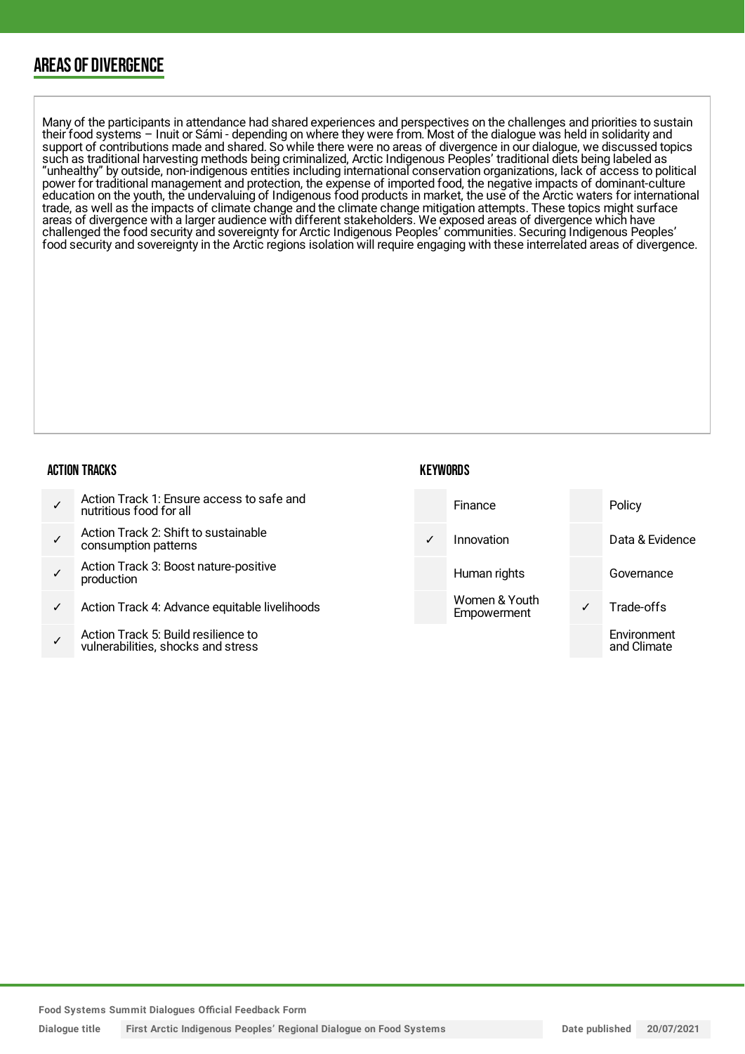## AREAS OF DIVERGENCE

Many of the participants in attendance had shared experiences and perspectives on the challenges and priorities to sustain their food systems – Inuit or Sámi - depending on where they were from. Most of the dialogue was held in solidarity and support of contributions made and shared. So while there were no areas of divergence in our dialogue, we discussed topics such as traditional harvesting methods being criminalized, Arctic Indigenous Peoples' traditional diets being labeled as "unhealthy" by outside, non-indigenous entities including international conservation organizations, lack of access to political power for traditional management and protection, the expense of imported food, the negative impacts of dominant-culture education on the youth, the undervaluing of Indigenous food products in market, the use of the Arctic waters for international trade, as well as the impacts of climate change and the climate change mitigation attempts. These topics might surface areas of divergence with a larger audience with different stakeholders. We exposed areas of divergence which have challenged the food security and sovereignty for Arctic Indigenous Peoples' communities. Securing Indigenous Peoples' food security and sovereignty in the Arctic regions isolation will require engaging with these interrelated areas of divergence.

### ACTION TRACKS

| | |
|---|---|
| ✓ | Action Track 1: Ensure access to safe and nutritious food for all |
| ✓ | Action Track 2: Shift to sustainable consumption patterns |
| ✓ | Action Track 3: Boost nature-positive production |
| ✓ | Action Track 4: Advance equitable livelihoods |
| ✓ | Action Track 5: Build resilience to vulnerabilities, shocks and stress |

### KEYWORDS

| | | | |
|---|---|---|---|
| | Finance | | Policy |
| ✓ | Innovation | | Data & Evidence |
| | Human rights | | Governance |
| | Women & Youth Empowerment | ✓ | Trade-offs |
| | | | Environment and Climate |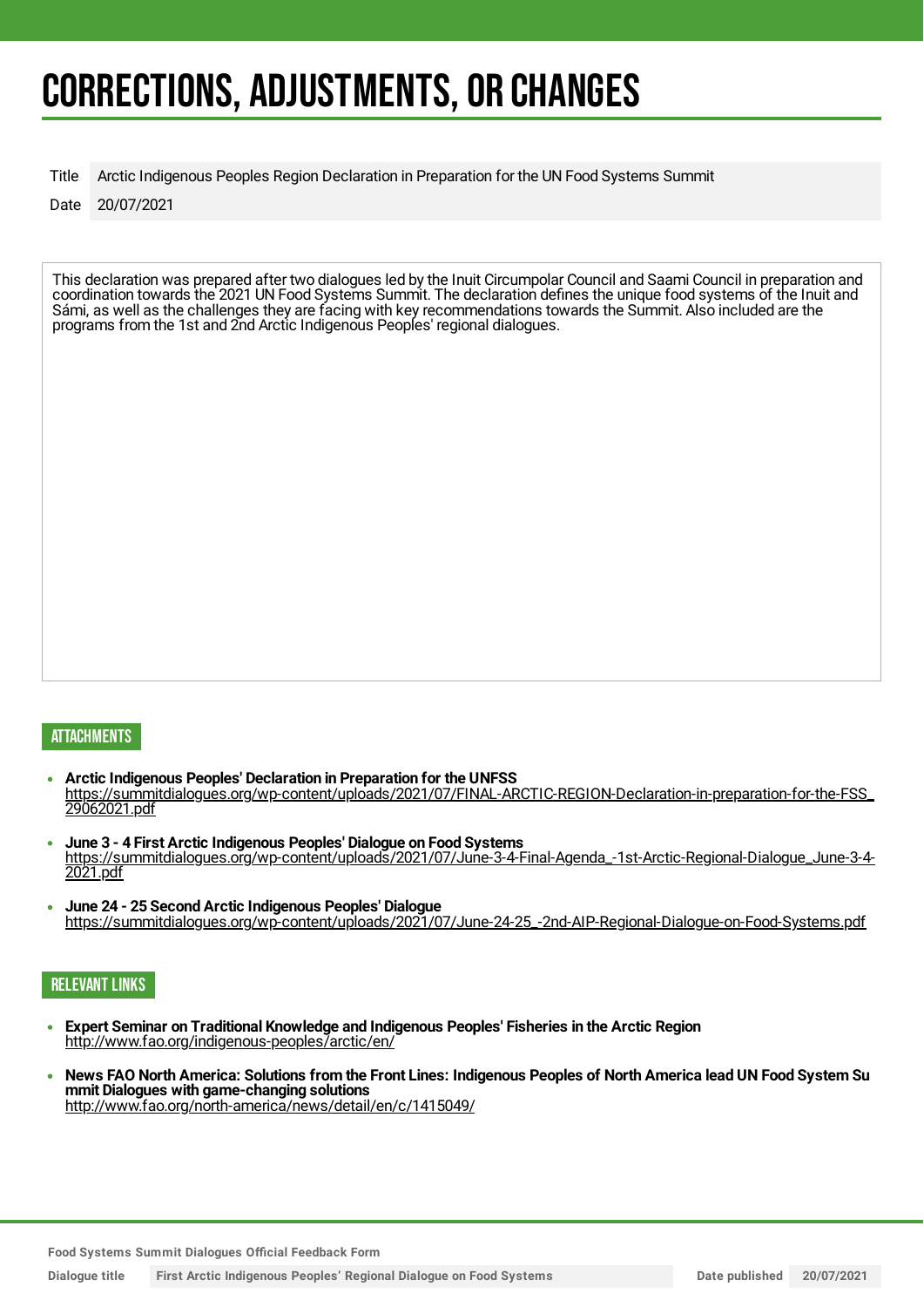# CORRECTIONS, ADJUSTMENTS, OR CHANGES

| | |
|---|---|
| Title | Arctic Indigenous Peoples Region Declaration in Preparation for the UN Food Systems Summit |
| Date | 20/07/2021 |

This declaration was prepared after two dialogues led by the Inuit Circumpolar Council and Saami Council in preparation and coordination towards the 2021 UN Food Systems Summit. The declaration defines the unique food systems of the Inuit and Sámi, as well as the challenges they are facing with key recommendations towards the Summit. Also included are the programs from the 1st and 2nd Arctic Indigenous Peoples' regional dialogues.

## ATTACHMENTS

- **Arctic Indigenous Peoples' Declaration in Preparation for the UNFSS**
  https://summitdialogues.org/wp-content/uploads/2021/07/FINAL-ARCTIC-REGION-Declaration-in-preparation-for-the-FSS_29062021.pdf
- **June 3 - 4 First Arctic Indigenous Peoples' Dialogue on Food Systems**
  https://summitdialogues.org/wp-content/uploads/2021/07/June-3-4-Final-Agenda_-1st-Arctic-Regional-Dialogue_June-3-4-2021.pdf
- **June 24 - 25 Second Arctic Indigenous Peoples' Dialogue**
  https://summitdialogues.org/wp-content/uploads/2021/07/June-24-25_-2nd-AIP-Regional-Dialogue-on-Food-Systems.pdf

## RELEVANT LINKS

- **Expert Seminar on Traditional Knowledge and Indigenous Peoples' Fisheries in the Arctic Region**
  http://www.fao.org/indigenous-peoples/arctic/en/
- **News FAO North America: Solutions from the Front Lines: Indigenous Peoples of North America lead UN Food System Summit Dialogues with game-changing solutions**
  http://www.fao.org/north-america/news/detail/en/c/1415049/